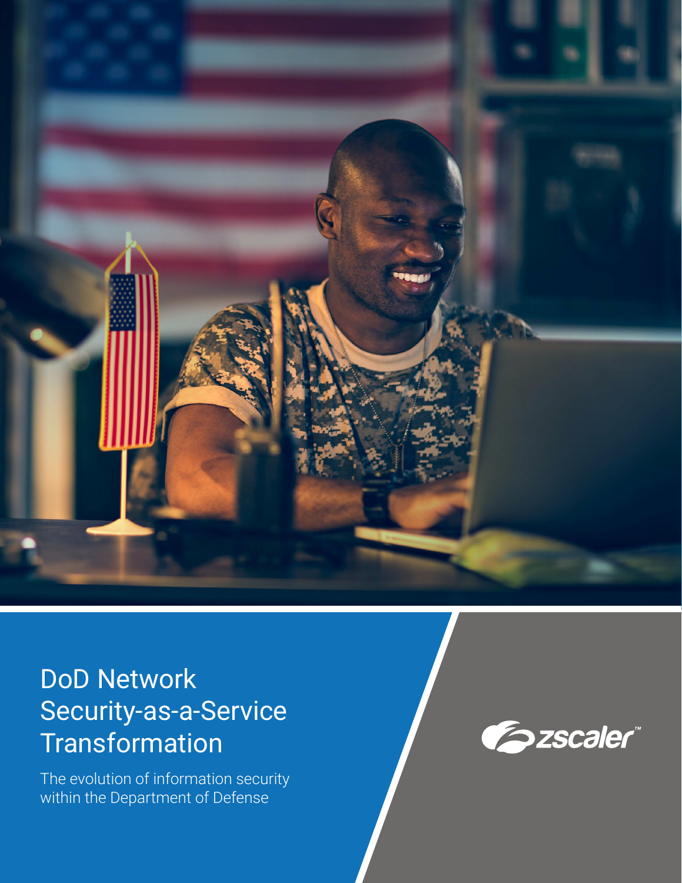# DoD Network Security-as-a-Service Transformation

The evolution of information security within the Department of Defense

zscaler™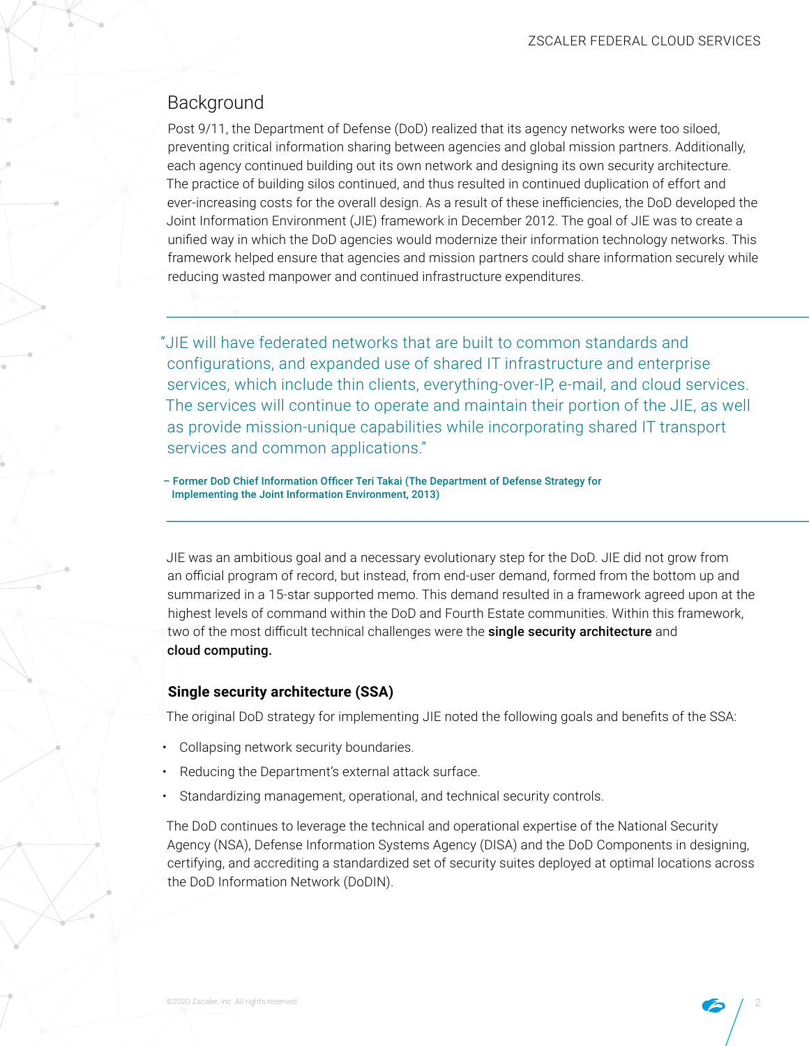## Background

Post 9/11, the Department of Defense (DoD) realized that its agency networks were too siloed, preventing critical information sharing between agencies and global mission partners. Additionally, each agency continued building out its own network and designing its own security architecture. The practice of building silos continued, and thus resulted in continued duplication of effort and ever-increasing costs for the overall design. As a result of these inefficiencies, the DoD developed the Joint Information Environment (JIE) framework in December 2012. The goal of JIE was to create a unified way in which the DoD agencies would modernize their information technology networks. This framework helped ensure that agencies and mission partners could share information securely while reducing wasted manpower and continued infrastructure expenditures.

> "JIE will have federated networks that are built to common standards and configurations, and expanded use of shared IT infrastructure and enterprise services, which include thin clients, everything-over-IP, e-mail, and cloud services. The services will continue to operate and maintain their portion of the JIE, as well as provide mission-unique capabilities while incorporating shared IT transport services and common applications."
>
> **– Former DoD Chief Information Officer Teri Takai (The Department of Defense Strategy for Implementing the Joint Information Environment, 2013)**

JIE was an ambitious goal and a necessary evolutionary step for the DoD. JIE did not grow from an official program of record, but instead, from end-user demand, formed from the bottom up and summarized in a 15-star supported memo. This demand resulted in a framework agreed upon at the highest levels of command within the DoD and Fourth Estate communities. Within this framework, two of the most difficult technical challenges were the **single security architecture** and **cloud computing.**

### Single security architecture (SSA)

The original DoD strategy for implementing JIE noted the following goals and benefits of the SSA:

- Collapsing network security boundaries.
- Reducing the Department's external attack surface.
- Standardizing management, operational, and technical security controls.

The DoD continues to leverage the technical and operational expertise of the National Security Agency (NSA), Defense Information Systems Agency (DISA) and the DoD Components in designing, certifying, and accrediting a standardized set of security suites deployed at optimal locations across the DoD Information Network (DoDIN).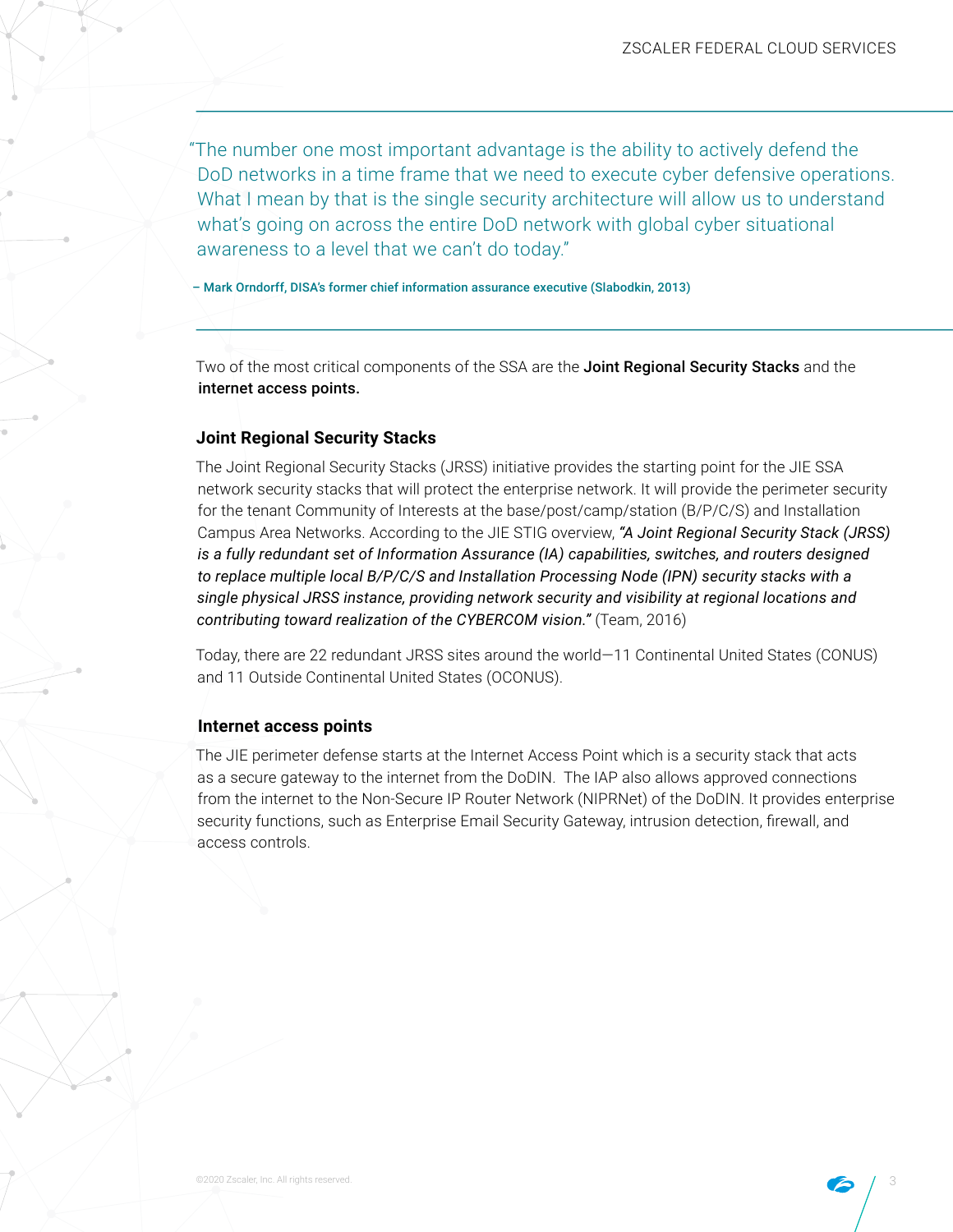> "The number one most important advantage is the ability to actively defend the DoD networks in a time frame that we need to execute cyber defensive operations. What I mean by that is the single security architecture will allow us to understand what's going on across the entire DoD network with global cyber situational awareness to a level that we can't do today."
>
> **– Mark Orndorff, DISA's former chief information assurance executive (Slabodkin, 2013)**

Two of the most critical components of the SSA are the **Joint Regional Security Stacks** and the **internet access points.**

### Joint Regional Security Stacks

The Joint Regional Security Stacks (JRSS) initiative provides the starting point for the JIE SSA network security stacks that will protect the enterprise network. It will provide the perimeter security for the tenant Community of Interests at the base/post/camp/station (B/P/C/S) and Installation Campus Area Networks. According to the JIE STIG overview, *"A Joint Regional Security Stack (JRSS) is a fully redundant set of Information Assurance (IA) capabilities, switches, and routers designed to replace multiple local B/P/C/S and Installation Processing Node (IPN) security stacks with a single physical JRSS instance, providing network security and visibility at regional locations and contributing toward realization of the CYBERCOM vision."* (Team, 2016)

Today, there are 22 redundant JRSS sites around the world—11 Continental United States (CONUS) and 11 Outside Continental United States (OCONUS).

### Internet access points

The JIE perimeter defense starts at the Internet Access Point which is a security stack that acts as a secure gateway to the internet from the DoDIN. The IAP also allows approved connections from the internet to the Non-Secure IP Router Network (NIPRNet) of the DoDIN. It provides enterprise security functions, such as Enterprise Email Security Gateway, intrusion detection, firewall, and access controls.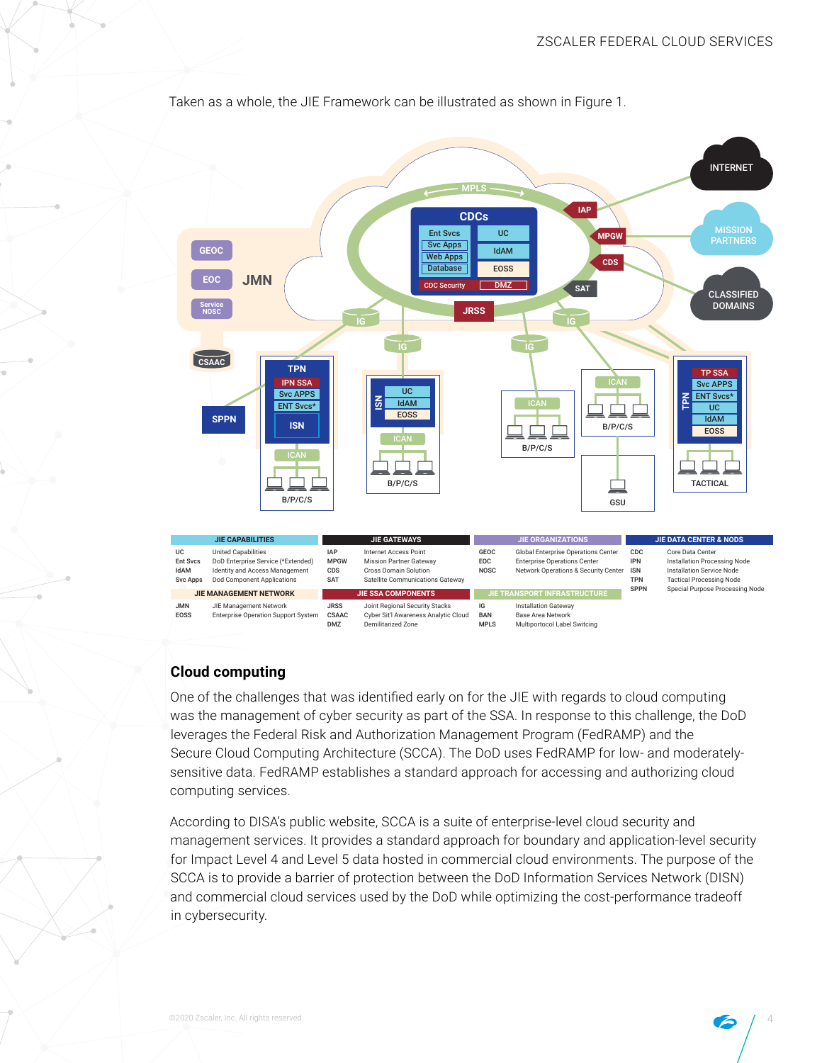Taken as a whole, the JIE Framework can be illustrated as shown in Figure 1.

| Category | Abbreviation | Definition |
|---|---|---|
| JIE CAPABILITIES | UC | United Capabilities |
| | Ent Svcs | DoD Enterprise Service (*Extended) |
| | IdAM | Identity and Access Management |
| | Svc Apps | Dod Component Applications |
| JIE MANAGEMENT NETWORK | JMN | JIE Management Network |
| | EOSS | Enterprise Operation Support System |
| JIE GATEWAYS | IAP | Internet Access Point |
| | MPGW | Mission Partner Gateway |
| | CDS | Cross Domain Solution |
| | SAT | Satellite Communications Gateway |
| JIE SSA COMPONENTS | JRSS | Joint Regional Security Stacks |
| | CSAAC | Cyber Sit'l Awareness Analytic Cloud |
| | DMZ | Demilitarized Zone |
| JIE ORGANIZATIONS | GEOC | Global Enterprise Operations Center |
| | EOC | Enterprise Operations Center |
| | NOSC | Network Operations & Security Center |
| JIE TRANSPORT INFRASTRUCTURE | IG | Installation Gateway |
| | BAN | Base Area Network |
| | MPLS | Multiportocol Label Switcing |
| JIE DATA CENTER & NODS | CDC | Core Data Center |
| | IPN | Installation Processing Node |
| | ISN | Installation Service Node |
| | TPN | Tactical Processing Node |
| | SPPN | Special Purpose Processing Node |

## Cloud computing

One of the challenges that was identified early on for the JIE with regards to cloud computing was the management of cyber security as part of the SSA. In response to this challenge, the DoD leverages the Federal Risk and Authorization Management Program (FedRAMP) and the Secure Cloud Computing Architecture (SCCA). The DoD uses FedRAMP for low- and moderately-sensitive data. FedRAMP establishes a standard approach for accessing and authorizing cloud computing services.

According to DISA's public website, SCCA is a suite of enterprise-level cloud security and management services. It provides a standard approach for boundary and application-level security for Impact Level 4 and Level 5 data hosted in commercial cloud environments. The purpose of the SCCA is to provide a barrier of protection between the DoD Information Services Network (DISN) and commercial cloud services used by the DoD while optimizing the cost-performance tradeoff in cybersecurity.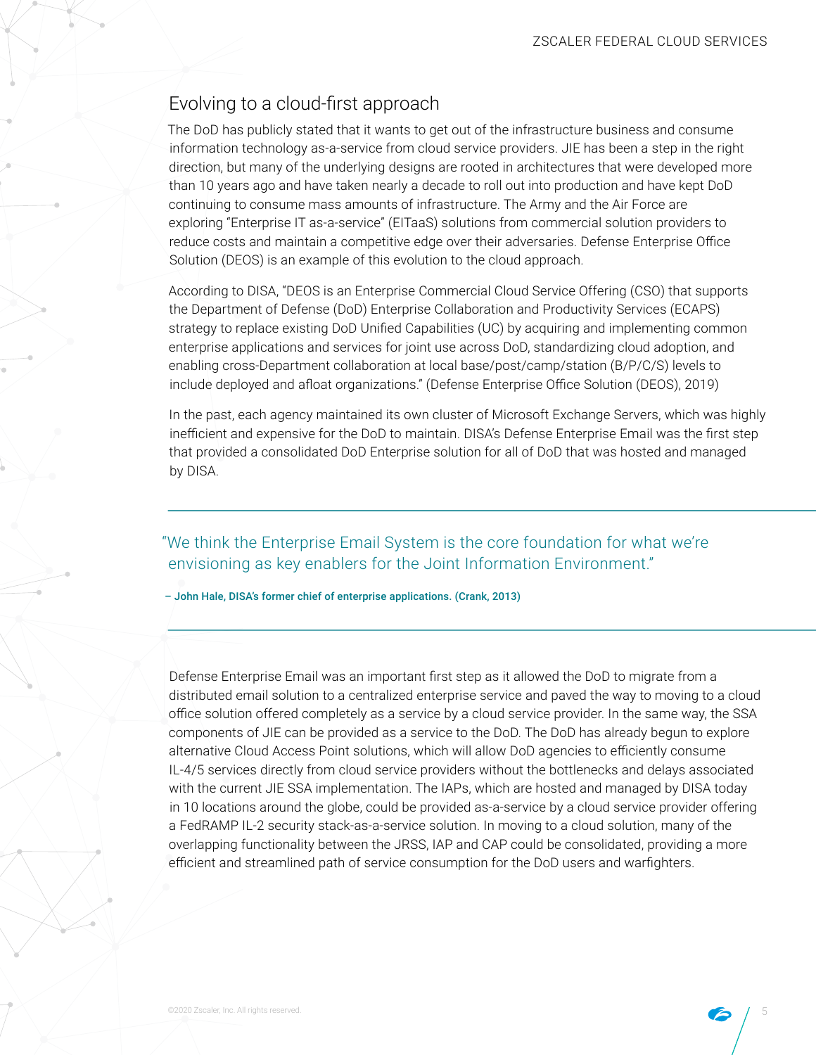## Evolving to a cloud-first approach

The DoD has publicly stated that it wants to get out of the infrastructure business and consume information technology as-a-service from cloud service providers. JIE has been a step in the right direction, but many of the underlying designs are rooted in architectures that were developed more than 10 years ago and have taken nearly a decade to roll out into production and have kept DoD continuing to consume mass amounts of infrastructure. The Army and the Air Force are exploring "Enterprise IT as-a-service" (EITaaS) solutions from commercial solution providers to reduce costs and maintain a competitive edge over their adversaries. Defense Enterprise Office Solution (DEOS) is an example of this evolution to the cloud approach.

According to DISA, "DEOS is an Enterprise Commercial Cloud Service Offering (CSO) that supports the Department of Defense (DoD) Enterprise Collaboration and Productivity Services (ECAPS) strategy to replace existing DoD Unified Capabilities (UC) by acquiring and implementing common enterprise applications and services for joint use across DoD, standardizing cloud adoption, and enabling cross-Department collaboration at local base/post/camp/station (B/P/C/S) levels to include deployed and afloat organizations." (Defense Enterprise Office Solution (DEOS), 2019)

In the past, each agency maintained its own cluster of Microsoft Exchange Servers, which was highly inefficient and expensive for the DoD to maintain. DISA's Defense Enterprise Email was the first step that provided a consolidated DoD Enterprise solution for all of DoD that was hosted and managed by DISA.

> "We think the Enterprise Email System is the core foundation for what we're envisioning as key enablers for the Joint Information Environment."
>
> **– John Hale, DISA's former chief of enterprise applications. (Crank, 2013)**

Defense Enterprise Email was an important first step as it allowed the DoD to migrate from a distributed email solution to a centralized enterprise service and paved the way to moving to a cloud office solution offered completely as a service by a cloud service provider. In the same way, the SSA components of JIE can be provided as a service to the DoD. The DoD has already begun to explore alternative Cloud Access Point solutions, which will allow DoD agencies to efficiently consume IL-4/5 services directly from cloud service providers without the bottlenecks and delays associated with the current JIE SSA implementation. The IAPs, which are hosted and managed by DISA today in 10 locations around the globe, could be provided as-a-service by a cloud service provider offering a FedRAMP IL-2 security stack-as-a-service solution. In moving to a cloud solution, many of the overlapping functionality between the JRSS, IAP and CAP could be consolidated, providing a more efficient and streamlined path of service consumption for the DoD users and warfighters.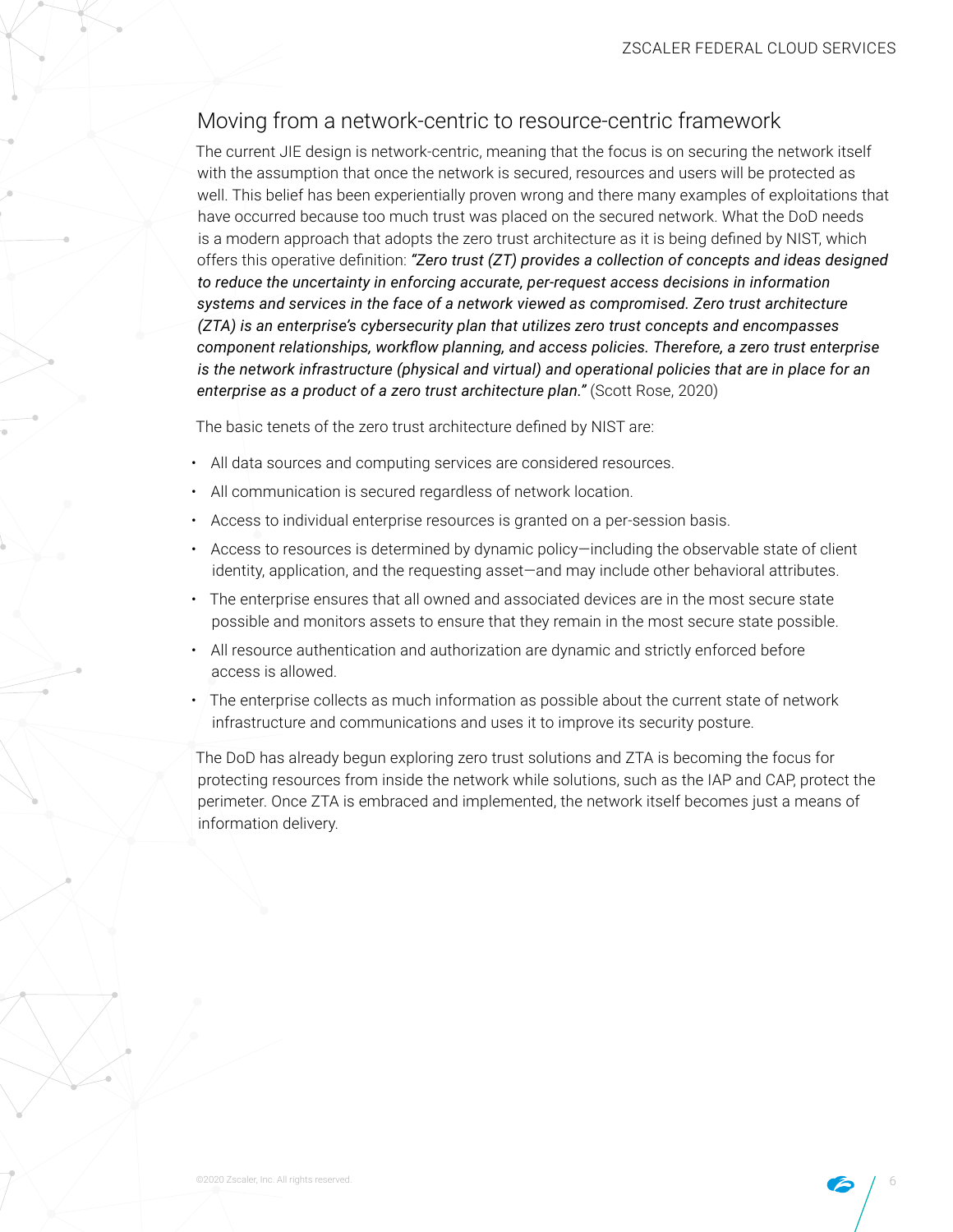## Moving from a network-centric to resource-centric framework

The current JIE design is network-centric, meaning that the focus is on securing the network itself with the assumption that once the network is secured, resources and users will be protected as well. This belief has been experientially proven wrong and there many examples of exploitations that have occurred because too much trust was placed on the secured network. What the DoD needs is a modern approach that adopts the zero trust architecture as it is being defined by NIST, which offers this operative definition: ***"Zero trust (ZT) provides a collection of concepts and ideas designed to reduce the uncertainty in enforcing accurate, per-request access decisions in information systems and services in the face of a network viewed as compromised. Zero trust architecture (ZTA) is an enterprise's cybersecurity plan that utilizes zero trust concepts and encompasses component relationships, workflow planning, and access policies. Therefore, a zero trust enterprise is the network infrastructure (physical and virtual) and operational policies that are in place for an enterprise as a product of a zero trust architecture plan."*** (Scott Rose, 2020)

The basic tenets of the zero trust architecture defined by NIST are:

- All data sources and computing services are considered resources.
- All communication is secured regardless of network location.
- Access to individual enterprise resources is granted on a per-session basis.
- Access to resources is determined by dynamic policy—including the observable state of client identity, application, and the requesting asset—and may include other behavioral attributes.
- The enterprise ensures that all owned and associated devices are in the most secure state possible and monitors assets to ensure that they remain in the most secure state possible.
- All resource authentication and authorization are dynamic and strictly enforced before access is allowed.
- The enterprise collects as much information as possible about the current state of network infrastructure and communications and uses it to improve its security posture.

The DoD has already begun exploring zero trust solutions and ZTA is becoming the focus for protecting resources from inside the network while solutions, such as the IAP and CAP, protect the perimeter. Once ZTA is embraced and implemented, the network itself becomes just a means of information delivery.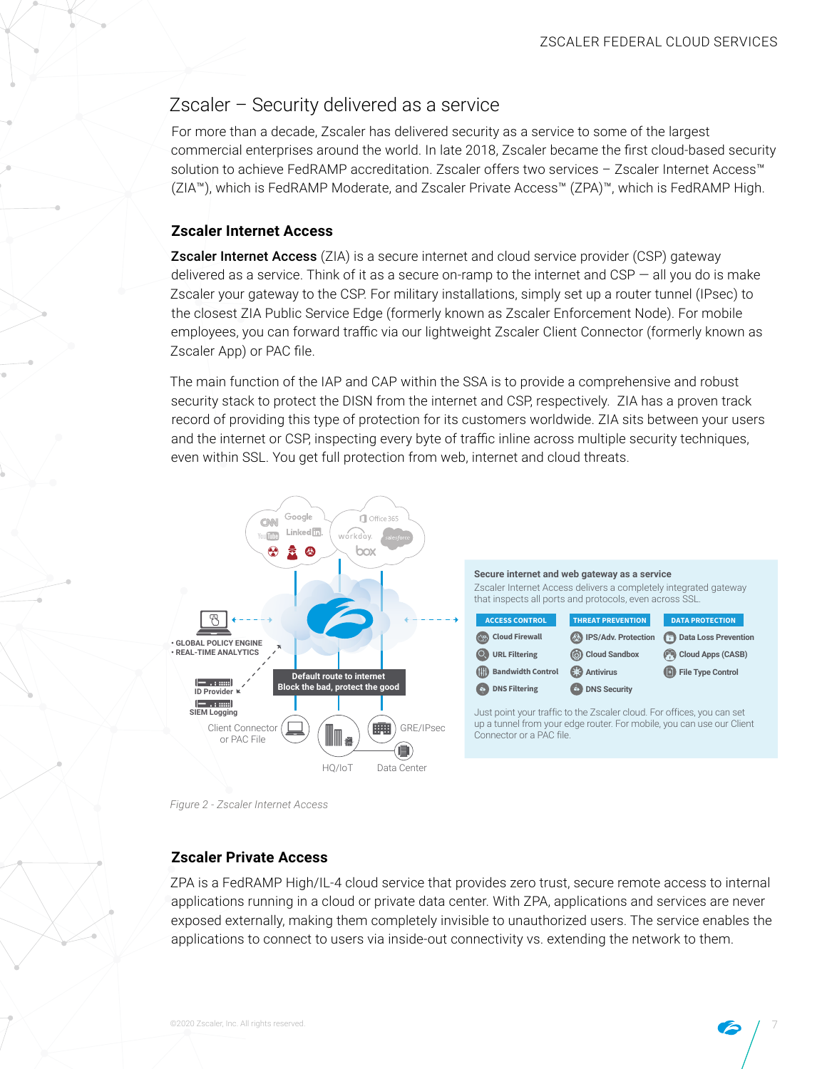## Zscaler – Security delivered as a service

For more than a decade, Zscaler has delivered security as a service to some of the largest commercial enterprises around the world. In late 2018, Zscaler became the first cloud-based security solution to achieve FedRAMP accreditation. Zscaler offers two services – Zscaler Internet Access™ (ZIA™), which is FedRAMP Moderate, and Zscaler Private Access™ (ZPA)™, which is FedRAMP High.

### Zscaler Internet Access

**Zscaler Internet Access** (ZIA) is a secure internet and cloud service provider (CSP) gateway delivered as a service. Think of it as a secure on-ramp to the internet and CSP — all you do is make Zscaler your gateway to the CSP. For military installations, simply set up a router tunnel (IPsec) to the closest ZIA Public Service Edge (formerly known as Zscaler Enforcement Node). For mobile employees, you can forward traffic via our lightweight Zscaler Client Connector (formerly known as Zscaler App) or PAC file.

The main function of the IAP and CAP within the SSA is to provide a comprehensive and robust security stack to protect the DISN from the internet and CSP, respectively. ZIA has a proven track record of providing this type of protection for its customers worldwide. ZIA sits between your users and the internet or CSP, inspecting every byte of traffic inline across multiple security techniques, even within SSL. You get full protection from web, internet and cloud threats.

- GLOBAL POLICY ENGINE
- REAL-TIME ANALYTICS

ID Provider

SIEM Logging

Default route to internet
Block the bad, protect the good

Client Connector or PAC File

HQ/IoT

Data Center

GRE/IPsec

**Secure internet and web gateway as a service**

Zscaler Internet Access delivers a completely integrated gateway that inspects all ports and protocols, even across SSL.

| ACCESS CONTROL | THREAT PREVENTION | DATA PROTECTION |
| --- | --- | --- |
| Cloud Firewall | IPS/Adv. Protection | Data Loss Prevention |
| URL Filtering | Cloud Sandbox | Cloud Apps (CASB) |
| Bandwidth Control | Antivirus | File Type Control |
| DNS Filtering | DNS Security | |

Just point your traffic to the Zscaler cloud. For offices, you can set up a tunnel from your edge router. For mobile, you can use our Client Connector or a PAC file.

*Figure 2 - Zscaler Internet Access*

### Zscaler Private Access

ZPA is a FedRAMP High/IL-4 cloud service that provides zero trust, secure remote access to internal applications running in a cloud or private data center. With ZPA, applications and services are never exposed externally, making them completely invisible to unauthorized users. The service enables the applications to connect to users via inside-out connectivity vs. extending the network to them.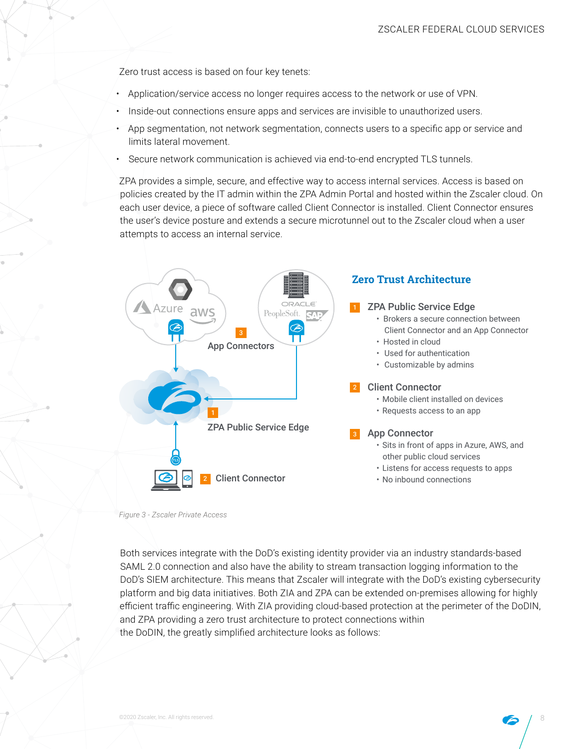Zero trust access is based on four key tenets:

- Application/service access no longer requires access to the network or use of VPN.
- Inside-out connections ensure apps and services are invisible to unauthorized users.
- App segmentation, not network segmentation, connects users to a specific app or service and limits lateral movement.
- Secure network communication is achieved via end-to-end encrypted TLS tunnels.

ZPA provides a simple, secure, and effective way to access internal services. Access is based on policies created by the IT admin within the ZPA Admin Portal and hosted within the Zscaler cloud. On each user device, a piece of software called Client Connector is installed. Client Connector ensures the user's device posture and extends a secure microtunnel out to the Zscaler cloud when a user attempts to access an internal service.

## Zero Trust Architecture

**1 ZPA Public Service Edge**

- Brokers a secure connection between Client Connector and an App Connector
- Hosted in cloud
- Used for authentication
- Customizable by admins

**2 Client Connector**

- Mobile client installed on devices
- Requests access to an app

**3 App Connector**

- Sits in front of apps in Azure, AWS, and other public cloud services
- Listens for access requests to apps
- No inbound connections

*Figure 3 - Zscaler Private Access*

Both services integrate with the DoD's existing identity provider via an industry standards-based SAML 2.0 connection and also have the ability to stream transaction logging information to the DoD's SIEM architecture. This means that Zscaler will integrate with the DoD's existing cybersecurity platform and big data initiatives. Both ZIA and ZPA can be extended on-premises allowing for highly efficient traffic engineering. With ZIA providing cloud-based protection at the perimeter of the DoDIN, and ZPA providing a zero trust architecture to protect connections within the DoDIN, the greatly simplified architecture looks as follows: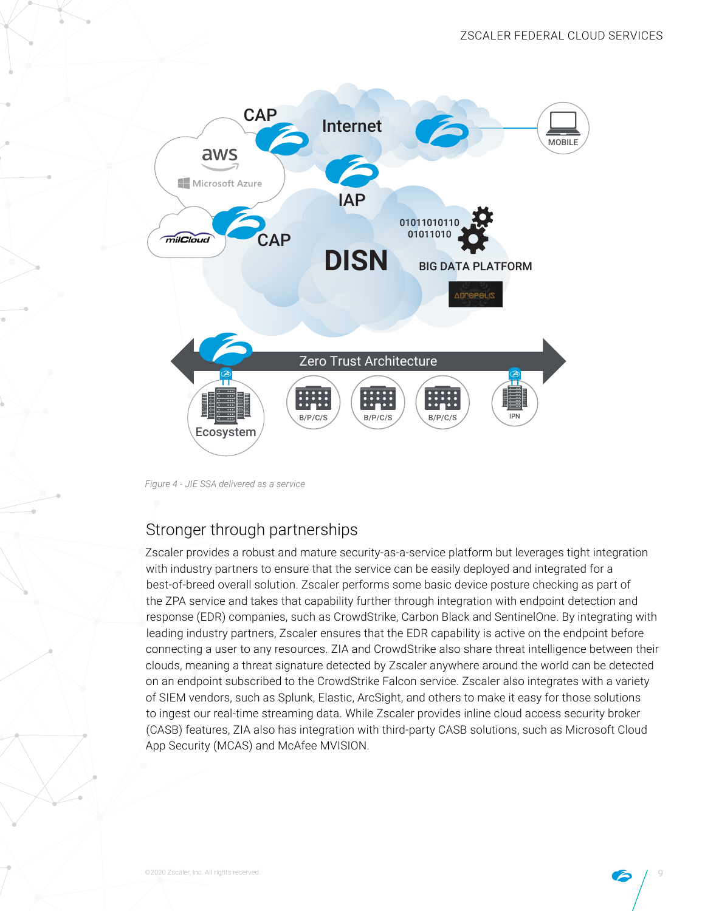*Figure 4 - JIE SSA delivered as a service*

## Stronger through partnerships

Zscaler provides a robust and mature security-as-a-service platform but leverages tight integration with industry partners to ensure that the service can be easily deployed and integrated for a best-of-breed overall solution. Zscaler performs some basic device posture checking as part of the ZPA service and takes that capability further through integration with endpoint detection and response (EDR) companies, such as CrowdStrike, Carbon Black and SentinelOne. By integrating with leading industry partners, Zscaler ensures that the EDR capability is active on the endpoint before connecting a user to any resources. ZIA and CrowdStrike also share threat intelligence between their clouds, meaning a threat signature detected by Zscaler anywhere around the world can be detected on an endpoint subscribed to the CrowdStrike Falcon service. Zscaler also integrates with a variety of SIEM vendors, such as Splunk, Elastic, ArcSight, and others to make it easy for those solutions to ingest our real-time streaming data. While Zscaler provides inline cloud access security broker (CASB) features, ZIA also has integration with third-party CASB solutions, such as Microsoft Cloud App Security (MCAS) and McAfee MVISION.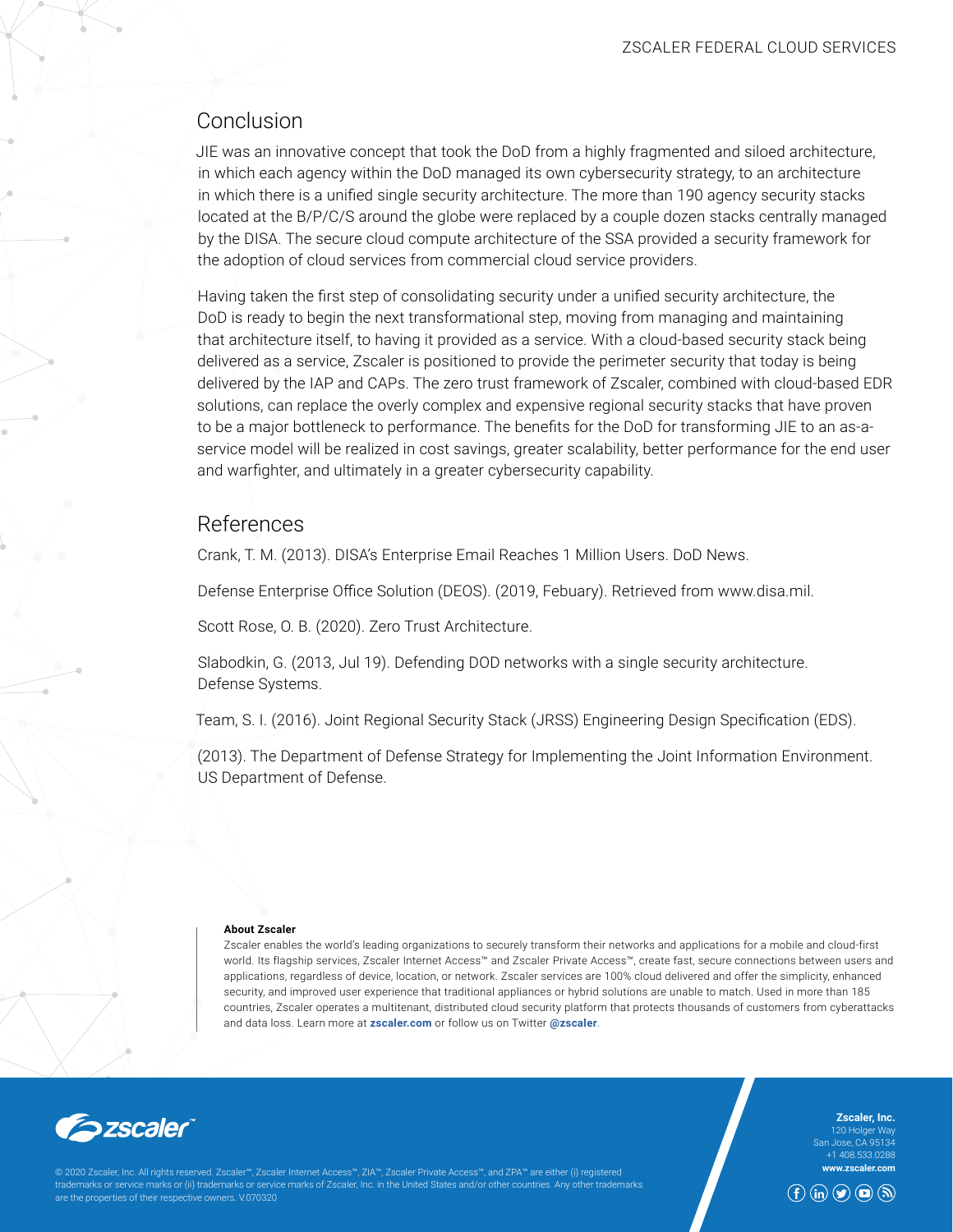## Conclusion

JIE was an innovative concept that took the DoD from a highly fragmented and siloed architecture, in which each agency within the DoD managed its own cybersecurity strategy, to an architecture in which there is a unified single security architecture. The more than 190 agency security stacks located at the B/P/C/S around the globe were replaced by a couple dozen stacks centrally managed by the DISA. The secure cloud compute architecture of the SSA provided a security framework for the adoption of cloud services from commercial cloud service providers.

Having taken the first step of consolidating security under a unified security architecture, the DoD is ready to begin the next transformational step, moving from managing and maintaining that architecture itself, to having it provided as a service. With a cloud-based security stack being delivered as a service, Zscaler is positioned to provide the perimeter security that today is being delivered by the IAP and CAPs. The zero trust framework of Zscaler, combined with cloud-based EDR solutions, can replace the overly complex and expensive regional security stacks that have proven to be a major bottleneck to performance. The benefits for the DoD for transforming JIE to an as-a-service model will be realized in cost savings, greater scalability, better performance for the end user and warfighter, and ultimately in a greater cybersecurity capability.

## References

Crank, T. M. (2013). DISA's Enterprise Email Reaches 1 Million Users. DoD News.

Defense Enterprise Office Solution (DEOS). (2019, Febuary). Retrieved from www.disa.mil.

Scott Rose, O. B. (2020). Zero Trust Architecture.

Slabodkin, G. (2013, Jul 19). Defending DOD networks with a single security architecture. Defense Systems.

Team, S. I. (2016). Joint Regional Security Stack (JRSS) Engineering Design Specification (EDS).

(2013). The Department of Defense Strategy for Implementing the Joint Information Environment. US Department of Defense.

**About Zscaler**

Zscaler enables the world's leading organizations to securely transform their networks and applications for a mobile and cloud-first world. Its flagship services, Zscaler Internet Access™ and Zscaler Private Access™, create fast, secure connections between users and applications, regardless of device, location, or network. Zscaler services are 100% cloud delivered and offer the simplicity, enhanced security, and improved user experience that traditional appliances or hybrid solutions are unable to match. Used in more than 185 countries, Zscaler operates a multitenant, distributed cloud security platform that protects thousands of customers from cyberattacks and data loss. Learn more at **zscaler.com** or follow us on Twitter **@zscaler**.

© 2020 Zscaler, Inc. All rights reserved. Zscaler™, Zscaler Internet Access™, ZIA™, Zscaler Private Access™, and ZPA™ are either (i) registered trademarks or service marks or (ii) trademarks or service marks of Zscaler, Inc. in the United States and/or other countries. Any other trademarks are the properties of their respective owners. V.070320

**Zscaler, Inc.**
120 Holger Way
San Jose, CA 95134
+1 408.533.0288
**www.zscaler.com**